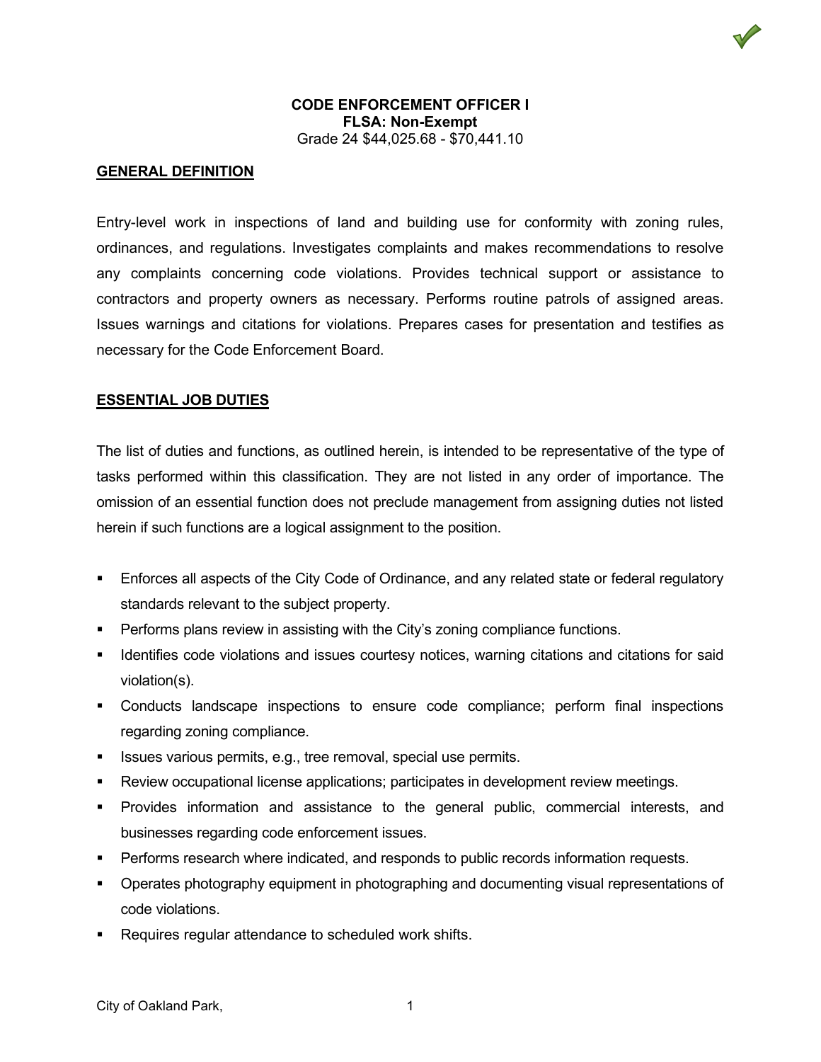# CODE ENFORCEMENT OFFICER I

**FLSA: Non-Exempt**

Grade 24 $44,025.68 - $70,441.10

## GENERAL DEFINITION

Entry-level work in inspections of land and building use for conformity with zoning rules, ordinances, and regulations. Investigates complaints and makes recommendations to resolve any complaints concerning code violations. Provides technical support or assistance to contractors and property owners as necessary. Performs routine patrols of assigned areas. Issues warnings and citations for violations. Prepares cases for presentation and testifies as necessary for the Code Enforcement Board.

## ESSENTIAL JOB DUTIES

The list of duties and functions, as outlined herein, is intended to be representative of the type of tasks performed within this classification. They are not listed in any order of importance. The omission of an essential function does not preclude management from assigning duties not listed herein if such functions are a logical assignment to the position.

- Enforces all aspects of the City Code of Ordinance, and any related state or federal regulatory standards relevant to the subject property.
- Performs plans review in assisting with the City's zoning compliance functions.
- Identifies code violations and issues courtesy notices, warning citations and citations for said violation(s).
- Conducts landscape inspections to ensure code compliance; perform final inspections regarding zoning compliance.
- Issues various permits, e.g., tree removal, special use permits.
- Review occupational license applications; participates in development review meetings.
- Provides information and assistance to the general public, commercial interests, and businesses regarding code enforcement issues.
- Performs research where indicated, and responds to public records information requests.
- Operates photography equipment in photographing and documenting visual representations of code violations.
- Requires regular attendance to scheduled work shifts.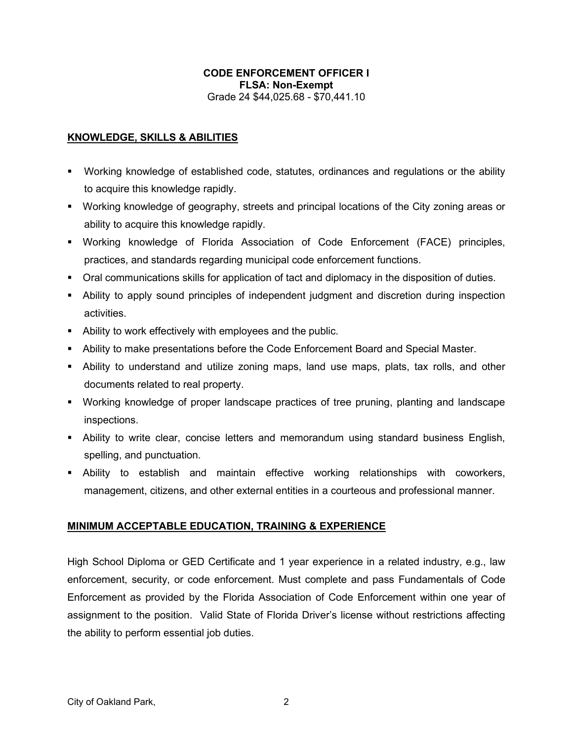**CODE ENFORCEMENT OFFICER I**
**FLSA: Non-Exempt**
Grade 24 $44,025.68 - $70,441.10

## KNOWLEDGE, SKILLS & ABILITIES

- Working knowledge of established code, statutes, ordinances and regulations or the ability to acquire this knowledge rapidly.
- Working knowledge of geography, streets and principal locations of the City zoning areas or ability to acquire this knowledge rapidly.
- Working knowledge of Florida Association of Code Enforcement (FACE) principles, practices, and standards regarding municipal code enforcement functions.
- Oral communications skills for application of tact and diplomacy in the disposition of duties.
- Ability to apply sound principles of independent judgment and discretion during inspection activities.
- Ability to work effectively with employees and the public.
- Ability to make presentations before the Code Enforcement Board and Special Master.
- Ability to understand and utilize zoning maps, land use maps, plats, tax rolls, and other documents related to real property.
- Working knowledge of proper landscape practices of tree pruning, planting and landscape inspections.
- Ability to write clear, concise letters and memorandum using standard business English, spelling, and punctuation.
- Ability to establish and maintain effective working relationships with coworkers, management, citizens, and other external entities in a courteous and professional manner.

## MINIMUM ACCEPTABLE EDUCATION, TRAINING & EXPERIENCE

High School Diploma or GED Certificate and 1 year experience in a related industry, e.g., law enforcement, security, or code enforcement. Must complete and pass Fundamentals of Code Enforcement as provided by the Florida Association of Code Enforcement within one year of assignment to the position. Valid State of Florida Driver's license without restrictions affecting the ability to perform essential job duties.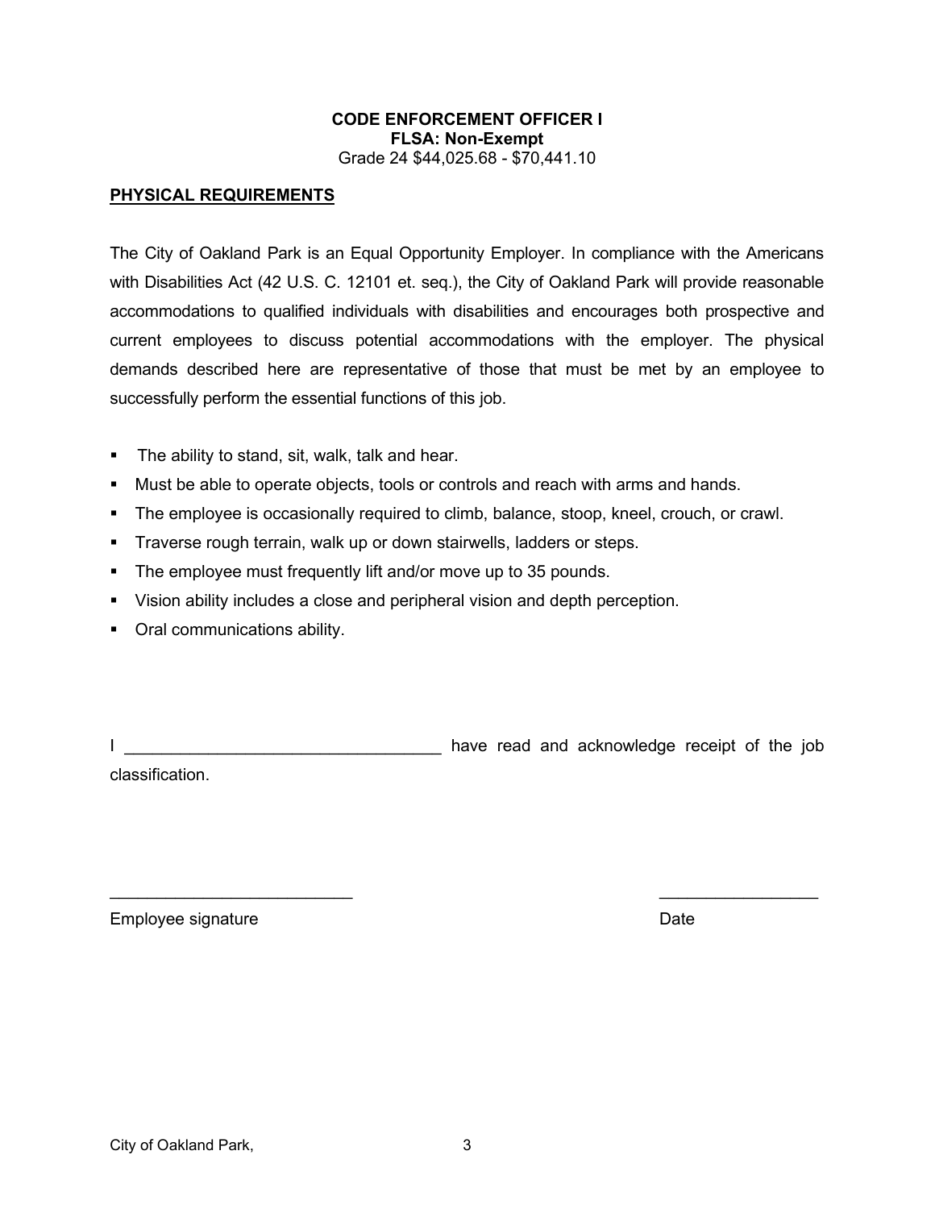**CODE ENFORCEMENT OFFICER I**
**FLSA: Non-Exempt**
Grade 24 $44,025.68 - $70,441.10

## PHYSICAL REQUIREMENTS

The City of Oakland Park is an Equal Opportunity Employer. In compliance with the Americans with Disabilities Act (42 U.S. C. 12101 et. seq.), the City of Oakland Park will provide reasonable accommodations to qualified individuals with disabilities and encourages both prospective and current employees to discuss potential accommodations with the employer. The physical demands described here are representative of those that must be met by an employee to successfully perform the essential functions of this job.

- The ability to stand, sit, walk, talk and hear.
- Must be able to operate objects, tools or controls and reach with arms and hands.
- The employee is occasionally required to climb, balance, stoop, kneel, crouch, or crawl.
- Traverse rough terrain, walk up or down stairwells, ladders or steps.
- The employee must frequently lift and/or move up to 35 pounds.
- Vision ability includes a close and peripheral vision and depth perception.
- Oral communications ability.

I __________________________________ have read and acknowledge receipt of the job classification.

__________________________ _________________

Employee signature Date